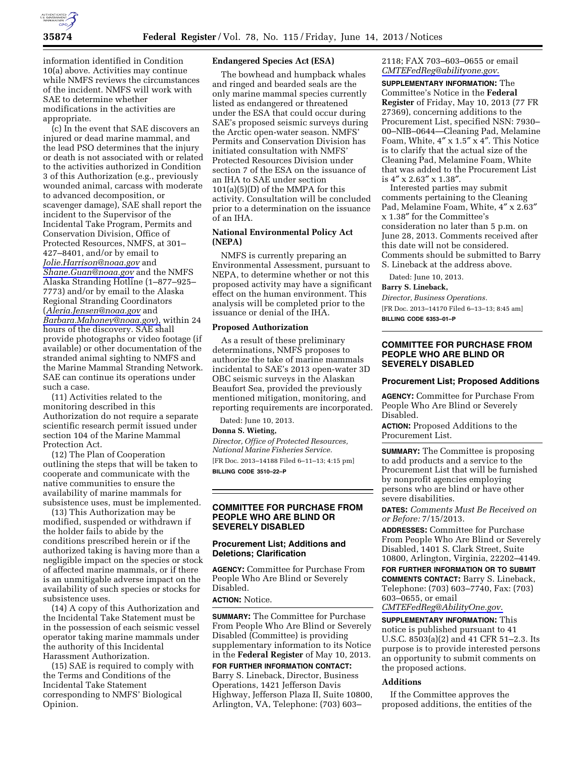information identified in Condition 10(a) above. Activities may continue while NMFS reviews the circumstances of the incident. NMFS will work with SAE to determine whether modifications in the activities are appropriate.

(c) In the event that SAE discovers an injured or dead marine mammal, and the lead PSO determines that the injury or death is not associated with or related to the activities authorized in Condition 3 of this Authorization (e.g., previously wounded animal, carcass with moderate to advanced decomposition, or scavenger damage), SAE shall report the incident to the Supervisor of the Incidental Take Program, Permits and Conservation Division, Office of Protected Resources, NMFS, at 301–427–8401, and/or by email to *Jolie.Harrison@noaa.gov* and *Shane.Guan@noaa.gov* and the NMFS Alaska Stranding Hotline (1–877–925–7773) and/or by email to the Alaska Regional Stranding Coordinators (*Aleria.Jensen@noaa.gov* and *Barbara.Mahoney@noaa.gov*), within 24 hours of the discovery. SAE shall provide photographs or video footage (if available) or other documentation of the stranded animal sighting to NMFS and the Marine Mammal Stranding Network. SAE can continue its operations under such a case.

(11) Activities related to the monitoring described in this Authorization do not require a separate scientific research permit issued under section 104 of the Marine Mammal Protection Act.

(12) The Plan of Cooperation outlining the steps that will be taken to cooperate and communicate with the native communities to ensure the availability of marine mammals for subsistence uses, must be implemented.

(13) This Authorization may be modified, suspended or withdrawn if the holder fails to abide by the conditions prescribed herein or if the authorized taking is having more than a negligible impact on the species or stock of affected marine mammals, or if there is an unmitigable adverse impact on the availability of such species or stocks for subsistence uses.

(14) A copy of this Authorization and the Incidental Take Statement must be in the possession of each seismic vessel operator taking marine mammals under the authority of this Incidental Harassment Authorization.

(15) SAE is required to comply with the Terms and Conditions of the Incidental Take Statement corresponding to NMFS' Biological Opinion.

### Endangered Species Act (ESA)

The bowhead and humpback whales and ringed and bearded seals are the only marine mammal species currently listed as endangered or threatened under the ESA that could occur during SAE's proposed seismic surveys during the Arctic open-water season. NMFS' Permits and Conservation Division has initiated consultation with NMFS' Protected Resources Division under section 7 of the ESA on the issuance of an IHA to SAE under section 101(a)(5)(D) of the MMPA for this activity. Consultation will be concluded prior to a determination on the issuance of an IHA.

### National Environmental Policy Act (NEPA)

NMFS is currently preparing an Environmental Assessment, pursuant to NEPA, to determine whether or not this proposed activity may have a significant effect on the human environment. This analysis will be completed prior to the issuance or denial of the IHA.

### Proposed Authorization

As a result of these preliminary determinations, NMFS proposes to authorize the take of marine mammals incidental to SAE's 2013 open-water 3D OBC seismic surveys in the Alaskan Beaufort Sea, provided the previously mentioned mitigation, monitoring, and reporting requirements are incorporated.

Dated: June 10, 2013.

**Donna S. Wieting,**

*Director, Office of Protected Resources, National Marine Fisheries Service.*

[FR Doc. 2013–14188 Filed 6–11–13; 4:15 pm]

**BILLING CODE 3510–22–P**

## COMMITTEE FOR PURCHASE FROM PEOPLE WHO ARE BLIND OR SEVERELY DISABLED

### Procurement List; Additions and Deletions; Clarification

**AGENCY:** Committee for Purchase From People Who Are Blind or Severely Disabled.

**ACTION:** Notice.

**SUMMARY:** The Committee for Purchase From People Who Are Blind or Severely Disabled (Committee) is providing supplementary information to its Notice in the **Federal Register** of May 10, 2013.

**FOR FURTHER INFORMATION CONTACT:** Barry S. Lineback, Director, Business Operations, 1421 Jefferson Davis Highway, Jefferson Plaza II, Suite 10800, Arlington, VA, Telephone: (703) 603–2118; FAX 703–603–0655 or email *CMTEFedReg@abilityone.gov.*

**SUPPLEMENTARY INFORMATION:** The Committee's Notice in the **Federal Register** of Friday, May 10, 2013 (77 FR 27369), concerning additions to the Procurement List, specified NSN: 7930–00–NIB–0644—Cleaning Pad, Melamine Foam, White, 4″ x 1.5″ x 4″. This Notice is to clarify that the actual size of the Cleaning Pad, Melamine Foam, White that was added to the Procurement List is 4″ x 2.63″ x 1.38″.

Interested parties may submit comments pertaining to the Cleaning Pad, Melamine Foam, White, 4″ x 2.63″ x 1.38″ for the Committee's consideration no later than 5 p.m. on June 28, 2013. Comments received after this date will not be considered. Comments should be submitted to Barry S. Lineback at the address above.

Dated: June 10, 2013.

**Barry S. Lineback,**

*Director, Business Operations.*

[FR Doc. 2013–14170 Filed 6–13–13; 8:45 am]

**BILLING CODE 6353–01–P**

## COMMITTEE FOR PURCHASE FROM PEOPLE WHO ARE BLIND OR SEVERELY DISABLED

### Procurement List; Proposed Additions

**AGENCY:** Committee for Purchase From People Who Are Blind or Severely Disabled.

**ACTION:** Proposed Additions to the Procurement List.

**SUMMARY:** The Committee is proposing to add products and a service to the Procurement List that will be furnished by nonprofit agencies employing persons who are blind or have other severe disabilities.

**DATES:** *Comments Must Be Received on or Before:* 7/15/2013.

**ADDRESSES:** Committee for Purchase From People Who Are Blind or Severely Disabled, 1401 S. Clark Street, Suite 10800, Arlington, Virginia, 22202–4149.

**FOR FURTHER INFORMATION OR TO SUBMIT COMMENTS CONTACT:** Barry S. Lineback, Telephone: (703) 603–7740, Fax: (703) 603–0655, or email *CMTEFedReg@AbilityOne.gov.*

**SUPPLEMENTARY INFORMATION:** This notice is published pursuant to 41 U.S.C. 8503(a)(2) and 41 CFR 51–2.3. Its purpose is to provide interested persons an opportunity to submit comments on the proposed actions.

### Additions

If the Committee approves the proposed additions, the entities of the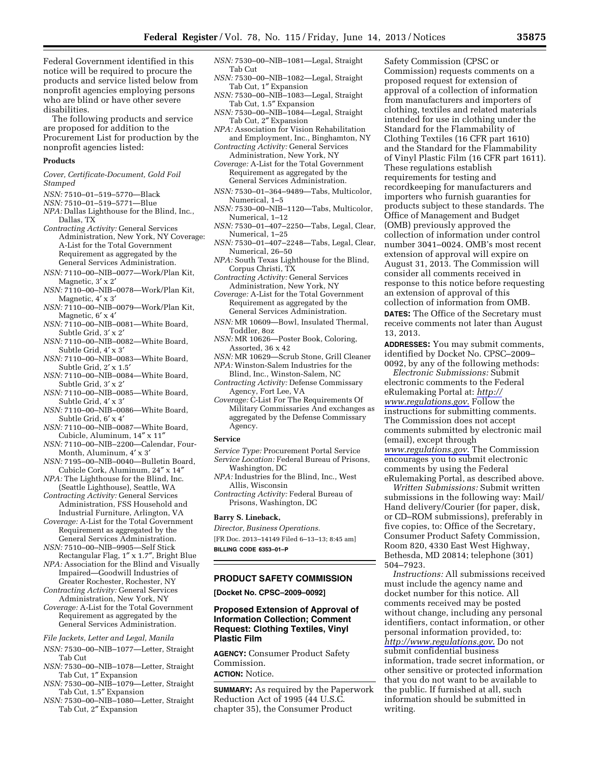Federal Government identified in this notice will be required to procure the products and service listed below from nonprofit agencies employing persons who are blind or have other severe disabilities.

The following products and service are proposed for addition to the Procurement List for production by the nonprofit agencies listed:

**Products**

*Cover, Certificate-Document, Gold Foil Stamped*

*NSN:* 7510–01–519–5770—Black
*NSN:* 7510–01–519–5771—Blue
*NPA:* Dallas Lighthouse for the Blind, Inc., Dallas, TX
*Contracting Activity:* General Services Administration, New York, NY Coverage: A-List for the Total Government Requirement as aggregated by the General Services Administration.
*NSN:* 7110–00–NIB–0077—Work/Plan Kit, Magnetic, 3′ x 2′
*NSN:* 7110–00–NIB–0078—Work/Plan Kit, Magnetic, 4′ x 3′
*NSN:* 7110–00–NIB–0079—Work/Plan Kit, Magnetic, 6′ x 4′
*NSN:* 7110–00–NIB–0081—White Board, Subtle Grid, 3′ x 2′
*NSN:* 7110–00–NIB–0082—White Board, Subtle Grid, 4′ x 3′
*NSN:* 7110–00–NIB–0083—White Board, Subtle Grid, 2′ x 1.5′
*NSN:* 7110–00–NIB–0084—White Board, Subtle Grid, 3′ x 2′
*NSN:* 7110–00–NIB–0085—White Board, Subtle Grid, 4′ x 3′
*NSN:* 7110–00–NIB–0086—White Board, Subtle Grid, 6′ x 4′
*NSN:* 7110–00–NIB–0087—White Board, Cubicle, Aluminum, 14″ x 11″
*NSN:* 7110–00–NIB–2200—Calendar, Four-Month, Aluminum, 4′ x 3′
*NSN:* 7195–00–NIB–0040—Bulletin Board, Cubicle Cork, Aluminum, 24″ x 14″
*NPA:* The Lighthouse for the Blind, Inc. (Seattle Lighthouse), Seattle, WA
*Contracting Activity:* General Services Administration, FSS Household and Industrial Furniture, Arlington, VA
*Coverage:* A-List for the Total Government Requirement as aggregated by the General Services Administration.
*NSN:* 7510–00–NIB–9905—Self Stick Rectangular Flag, 1″ x 1.7″, Bright Blue
*NPA:* Association for the Blind and Visually Impaired—Goodwill Industries of Greater Rochester, Rochester, NY
*Contracting Activity:* General Services Administration, New York, NY
*Coverage:* A-List for the Total Government Requirement as aggregated by the General Services Administration.

*File Jackets, Letter and Legal, Manila*

*NSN:* 7530–00–NIB–1077—Letter, Straight Tab Cut
*NSN:* 7530–00–NIB–1078—Letter, Straight Tab Cut, 1″ Expansion
*NSN:* 7530–00–NIB–1079—Letter, Straight Tab Cut, 1.5″ Expansion
*NSN:* 7530–00–NIB–1080—Letter, Straight Tab Cut, 2″ Expansion
*NSN:* 7530–00–NIB–1081—Legal, Straight Tab Cut
*NSN:* 7530–00–NIB–1082—Legal, Straight Tab Cut, 1″ Expansion
*NSN:* 7530–00–NIB–1083—Legal, Straight Tab Cut, 1.5″ Expansion
*NSN:* 7530–00–NIB–1084—Legal, Straight Tab Cut, 2″ Expansion
*NPA:* Association for Vision Rehabilitation and Employment, Inc., Binghamton, NY
*Contracting Activity:* General Services Administration, New York, NY
*Coverage:* A-List for the Total Government Requirement as aggregated by the General Services Administration.
*NSN:* 7530–01–364–9489—Tabs, Multicolor, Numerical, 1–5
*NSN:* 7530–00–NIB–1120—Tabs, Multicolor, Numerical, 1–12
*NSN:* 7530–01–407–2250—Tabs, Legal, Clear, Numerical, 1–25
*NSN:* 7530–01–407–2248—Tabs, Legal, Clear, Numerical, 26–50
*NPA:* South Texas Lighthouse for the Blind, Corpus Christi, TX
*Contracting Activity:* General Services Administration, New York, NY
*Coverage:* A-List for the Total Government Requirement as aggregated by the General Services Administration.
*NSN:* MR 10609—Bowl, Insulated Thermal, Toddler, 8oz
*NSN:* MR 10626—Poster Book, Coloring, Assorted, 36 x 42
*NSN:* MR 10629—Scrub Stone, Grill Cleaner
*NPA:* Winston-Salem Industries for the Blind, Inc., Winston-Salem, NC
*Contracting Activity:* Defense Commissary Agency, Fort Lee, VA
*Coverage:* C-List For The Requirements Of Military Commissaries And exchanges as aggregated by the Defense Commissary Agency.

**Service**

*Service Type:* Procurement Portal Service
*Service Location:* Federal Bureau of Prisons, Washington, DC
*NPA:* Industries for the Blind, Inc., West Allis, Wisconsin
*Contracting Activity:* Federal Bureau of Prisons, Washington, DC

**Barry S. Lineback,**

*Director, Business Operations.*

[FR Doc. 2013–14149 Filed 6–13–13; 8:45 am]

**BILLING CODE 6353–01–P**

## PRODUCT SAFETY COMMISSION

**[Docket No. CPSC–2009–0092]**

### Proposed Extension of Approval of Information Collection; Comment Request: Clothing Textiles, Vinyl Plastic Film

**AGENCY:** Consumer Product Safety Commission.

**ACTION:** Notice.

**SUMMARY:** As required by the Paperwork Reduction Act of 1995 (44 U.S.C. chapter 35), the Consumer Product Safety Commission (CPSC or Commission) requests comments on a proposed request for extension of approval of a collection of information from manufacturers and importers of clothing, textiles and related materials intended for use in clothing under the Standard for the Flammability of Clothing Textiles (16 CFR part 1610) and the Standard for the Flammability of Vinyl Plastic Film (16 CFR part 1611). These regulations establish requirements for testing and recordkeeping for manufacturers and importers who furnish guaranties for products subject to these standards. The Office of Management and Budget (OMB) previously approved the collection of information under control number 3041–0024. OMB's most recent extension of approval will expire on August 31, 2013. The Commission will consider all comments received in response to this notice before requesting an extension of approval of this collection of information from OMB.

**DATES:** The Office of the Secretary must receive comments not later than August 13, 2013.

**ADDRESSES:** You may submit comments, identified by Docket No. CPSC–2009–0092, by any of the following methods:

*Electronic Submissions:* Submit electronic comments to the Federal eRulemaking Portal at: *http://www.regulations.gov.* Follow the instructions for submitting comments. The Commission does not accept comments submitted by electronic mail (email), except through *www.regulations.gov.* The Commission encourages you to submit electronic comments by using the Federal eRulemaking Portal, as described above.

*Written Submissions:* Submit written submissions in the following way: Mail/Hand delivery/Courier (for paper, disk, or CD–ROM submissions), preferably in five copies, to: Office of the Secretary, Consumer Product Safety Commission, Room 820, 4330 East West Highway, Bethesda, MD 20814; telephone (301) 504–7923.

*Instructions:* All submissions received must include the agency name and docket number for this notice. All comments received may be posted without change, including any personal identifiers, contact information, or other personal information provided, to: *http://www.regulations.gov.* Do not submit confidential business information, trade secret information, or other sensitive or protected information that you do not want to be available to the public. If furnished at all, such information should be submitted in writing.